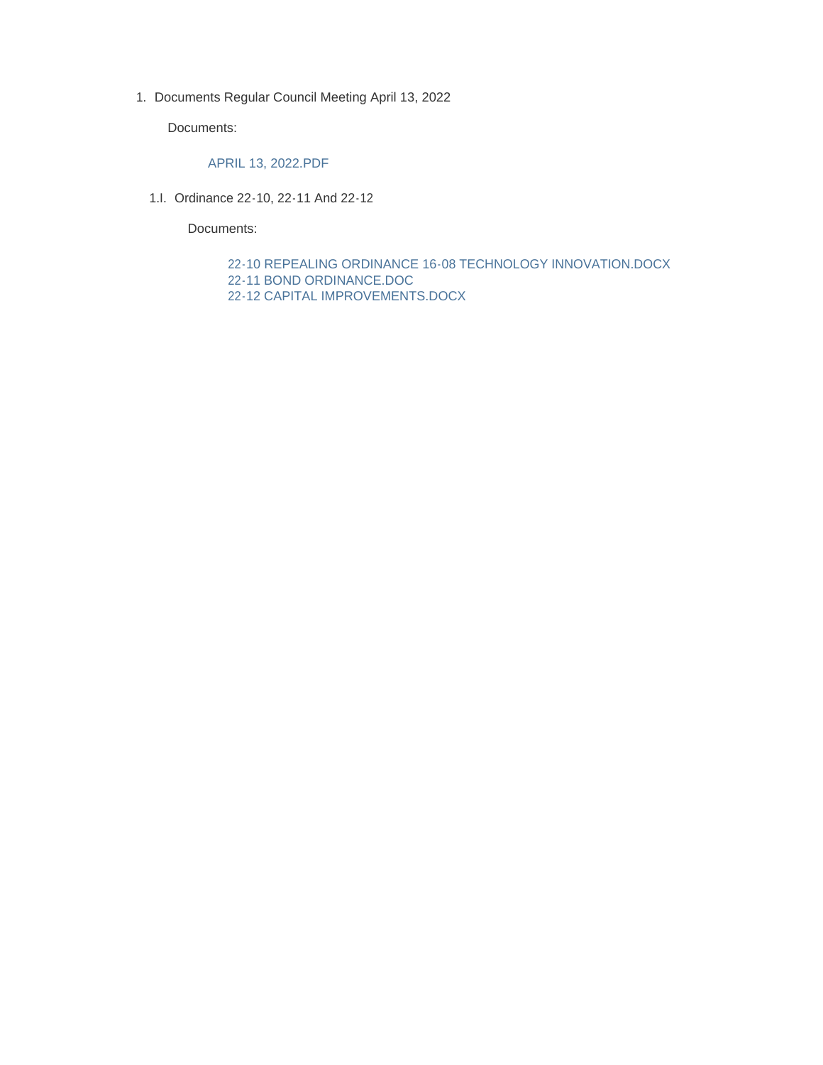1. Documents Regular Council Meeting April 13, 2022

   Documents:

   APRIL 13, 2022.PDF

   1.I. Ordinance 22-10, 22-11 And 22-12

   Documents:

   22-10 REPEALING ORDINANCE 16-08 TECHNOLOGY INNOVATION.DOCX
   22-11 BOND ORDINANCE.DOC
   22-12 CAPITAL IMPROVEMENTS.DOCX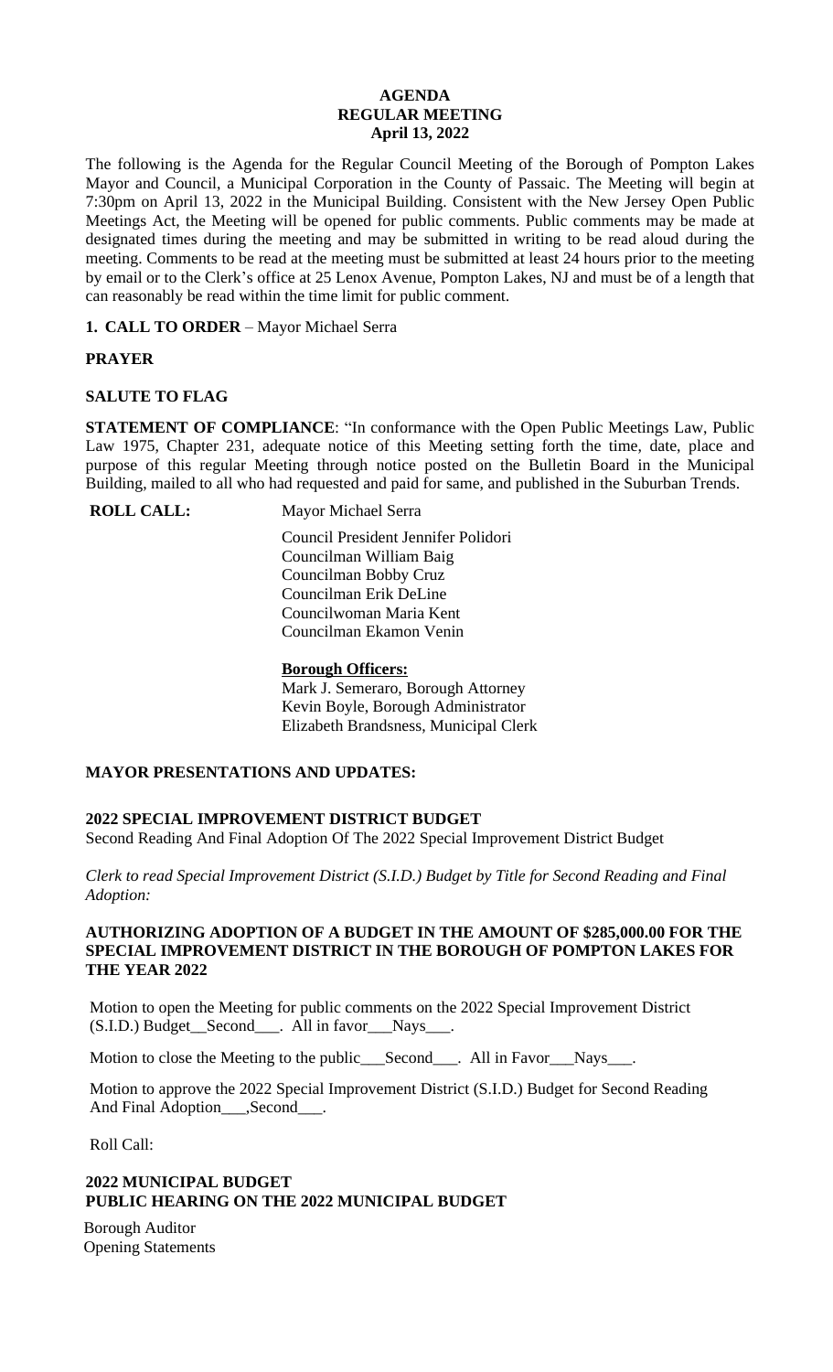**AGENDA**
**REGULAR MEETING**
**April 13, 2022**

The following is the Agenda for the Regular Council Meeting of the Borough of Pompton Lakes Mayor and Council, a Municipal Corporation in the County of Passaic. The Meeting will begin at 7:30pm on April 13, 2022 in the Municipal Building. Consistent with the New Jersey Open Public Meetings Act, the Meeting will be opened for public comments. Public comments may be made at designated times during the meeting and may be submitted in writing to be read aloud during the meeting. Comments to be read at the meeting must be submitted at least 24 hours prior to the meeting by email or to the Clerk's office at 25 Lenox Avenue, Pompton Lakes, NJ and must be of a length that can reasonably be read within the time limit for public comment.

**1. CALL TO ORDER** – Mayor Michael Serra

**PRAYER**

**SALUTE TO FLAG**

**STATEMENT OF COMPLIANCE**: "In conformance with the Open Public Meetings Law, Public Law 1975, Chapter 231, adequate notice of this Meeting setting forth the time, date, place and purpose of this regular Meeting through notice posted on the Bulletin Board in the Municipal Building, mailed to all who had requested and paid for same, and published in the Suburban Trends.

**ROLL CALL:** Mayor Michael Serra

Council President Jennifer Polidori
Councilman William Baig
Councilman Bobby Cruz
Councilman Erik DeLine
Councilwoman Maria Kent
Councilman Ekamon Venin

**Borough Officers:**
Mark J. Semeraro, Borough Attorney
Kevin Boyle, Borough Administrator
Elizabeth Brandsness, Municipal Clerk

**MAYOR PRESENTATIONS AND UPDATES:**

**2022 SPECIAL IMPROVEMENT DISTRICT BUDGET**
Second Reading And Final Adoption Of The 2022 Special Improvement District Budget

*Clerk to read Special Improvement District (S.I.D.) Budget by Title for Second Reading and Final Adoption:*

**AUTHORIZING ADOPTION OF A BUDGET IN THE AMOUNT OF $285,000.00 FOR THE SPECIAL IMPROVEMENT DISTRICT IN THE BOROUGH OF POMPTON LAKES FOR THE YEAR 2022**

Motion to open the Meeting for public comments on the 2022 Special Improvement District (S.I.D.) Budget__Second___. All in favor___Nays___.

Motion to close the Meeting to the public___Second___. All in Favor___Nays___.

Motion to approve the 2022 Special Improvement District (S.I.D.) Budget for Second Reading And Final Adoption___,Second___.

Roll Call:

**2022 MUNICIPAL BUDGET**
**PUBLIC HEARING ON THE 2022 MUNICIPAL BUDGET**

Borough Auditor
Opening Statements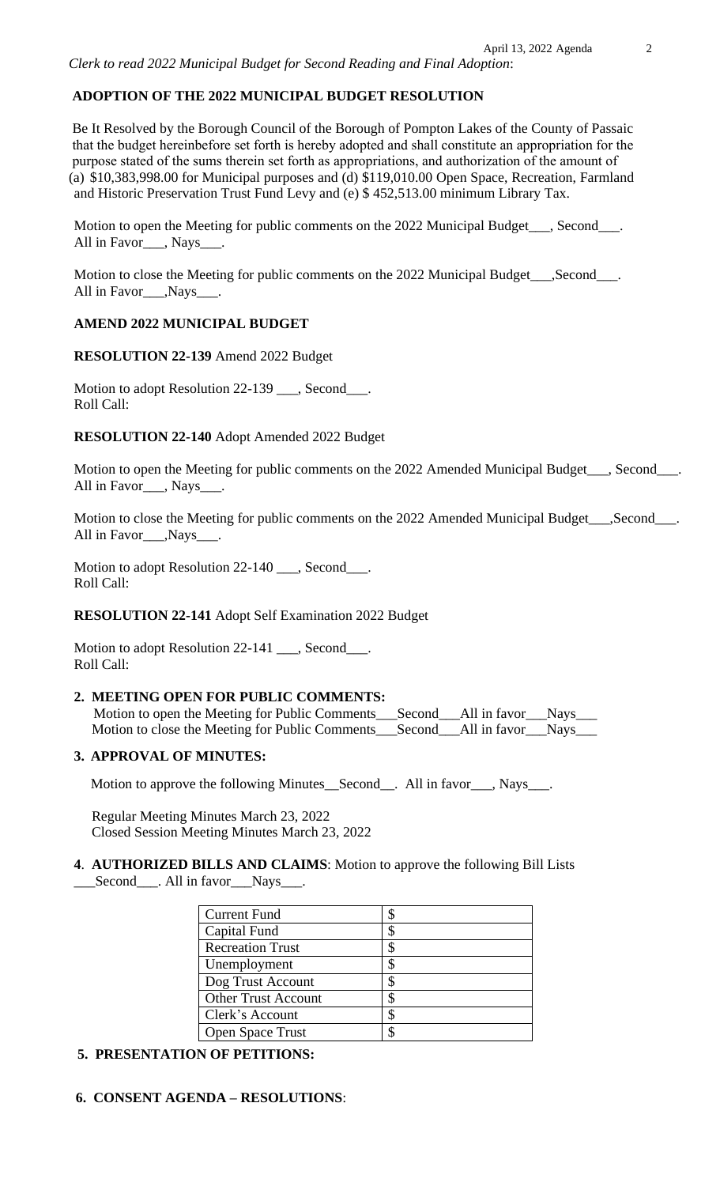*Clerk to read 2022 Municipal Budget for Second Reading and Final Adoption*:

**ADOPTION OF THE 2022 MUNICIPAL BUDGET RESOLUTION**

Be It Resolved by the Borough Council of the Borough of Pompton Lakes of the County of Passaic that the budget hereinbefore set forth is hereby adopted and shall constitute an appropriation for the purpose stated of the sums therein set forth as appropriations, and authorization of the amount of (a) $10,383,998.00 for Municipal purposes and (d) $119,010.00 Open Space, Recreation, Farmland and Historic Preservation Trust Fund Levy and (e) $ 452,513.00 minimum Library Tax.

Motion to open the Meeting for public comments on the 2022 Municipal Budget___, Second___.
All in Favor___, Nays___.

Motion to close the Meeting for public comments on the 2022 Municipal Budget___,Second___.
All in Favor___,Nays___.

**AMEND 2022 MUNICIPAL BUDGET**

**RESOLUTION 22-139** Amend 2022 Budget

Motion to adopt Resolution 22-139 ___, Second___.
Roll Call:

**RESOLUTION 22-140** Adopt Amended 2022 Budget

Motion to open the Meeting for public comments on the 2022 Amended Municipal Budget___, Second___.
All in Favor___, Nays___.

Motion to close the Meeting for public comments on the 2022 Amended Municipal Budget___,Second___.
All in Favor___,Nays___.

Motion to adopt Resolution 22-140 ___, Second___.
Roll Call:

**RESOLUTION 22-141** Adopt Self Examination 2022 Budget

Motion to adopt Resolution 22-141 ___, Second___.
Roll Call:

**2. MEETING OPEN FOR PUBLIC COMMENTS:**

Motion to open the Meeting for Public Comments___Second___All in favor___Nays___
Motion to close the Meeting for Public Comments___Second___All in favor___Nays___

**3. APPROVAL OF MINUTES:**

Motion to approve the following Minutes__Second__. All in favor___, Nays___.

Regular Meeting Minutes March 23, 2022
Closed Session Meeting Minutes March 23, 2022

**4. AUTHORIZED BILLS AND CLAIMS**: Motion to approve the following Bill Lists ___Second___. All in favor___Nays___.

| | |
|---|---|
| Current Fund | $ |
| Capital Fund | $ |
| Recreation Trust | $ |
| Unemployment | $ |
| Dog Trust Account | $ |
| Other Trust Account | $ |
| Clerk's Account | $ |
| Open Space Trust | $ |

**5. PRESENTATION OF PETITIONS:**

**6. CONSENT AGENDA – RESOLUTIONS**: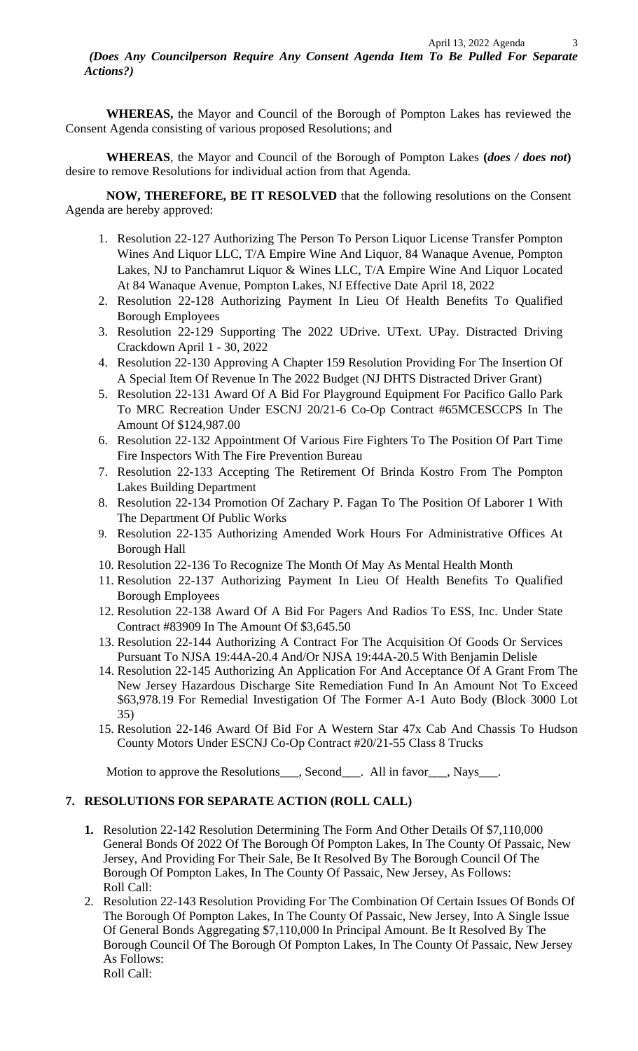***(Does Any Councilperson Require Any Consent Agenda Item To Be Pulled For Separate Actions?)***

**WHEREAS,** the Mayor and Council of the Borough of Pompton Lakes has reviewed the Consent Agenda consisting of various proposed Resolutions; and

**WHEREAS**, the Mayor and Council of the Borough of Pompton Lakes **(*does / does not*)** desire to remove Resolutions for individual action from that Agenda.

**NOW, THEREFORE, BE IT RESOLVED** that the following resolutions on the Consent Agenda are hereby approved:

1. Resolution 22-127 Authorizing The Person To Person Liquor License Transfer Pompton Wines And Liquor LLC, T/A Empire Wine And Liquor, 84 Wanaque Avenue, Pompton Lakes, NJ to Panchamrut Liquor & Wines LLC, T/A Empire Wine And Liquor Located At 84 Wanaque Avenue, Pompton Lakes, NJ Effective Date April 18, 2022
2. Resolution 22-128 Authorizing Payment In Lieu Of Health Benefits To Qualified Borough Employees
3. Resolution 22-129 Supporting The 2022 UDrive. UText. UPay. Distracted Driving Crackdown April 1 - 30, 2022
4. Resolution 22-130 Approving A Chapter 159 Resolution Providing For The Insertion Of A Special Item Of Revenue In The 2022 Budget (NJ DHTS Distracted Driver Grant)
5. Resolution 22-131 Award Of A Bid For Playground Equipment For Pacifico Gallo Park To MRC Recreation Under ESCNJ 20/21-6 Co-Op Contract #65MCESCCPS In The Amount Of $124,987.00
6. Resolution 22-132 Appointment Of Various Fire Fighters To The Position Of Part Time Fire Inspectors With The Fire Prevention Bureau
7. Resolution 22-133 Accepting The Retirement Of Brinda Kostro From The Pompton Lakes Building Department
8. Resolution 22-134 Promotion Of Zachary P. Fagan To The Position Of Laborer 1 With The Department Of Public Works
9. Resolution 22-135 Authorizing Amended Work Hours For Administrative Offices At Borough Hall
10. Resolution 22-136 To Recognize The Month Of May As Mental Health Month
11. Resolution 22-137 Authorizing Payment In Lieu Of Health Benefits To Qualified Borough Employees
12. Resolution 22-138 Award Of A Bid For Pagers And Radios To ESS, Inc. Under State Contract #83909 In The Amount Of $3,645.50
13. Resolution 22-144 Authorizing A Contract For The Acquisition Of Goods Or Services Pursuant To NJSA 19:44A-20.4 And/Or NJSA 19:44A-20.5 With Benjamin Delisle
14. Resolution 22-145 Authorizing An Application For And Acceptance Of A Grant From The New Jersey Hazardous Discharge Site Remediation Fund In An Amount Not To Exceed $63,978.19 For Remedial Investigation Of The Former A-1 Auto Body (Block 3000 Lot 35)
15. Resolution 22-146 Award Of Bid For A Western Star 47x Cab And Chassis To Hudson County Motors Under ESCNJ Co-Op Contract #20/21-55 Class 8 Trucks

Motion to approve the Resolutions___, Second___. All in favor___, Nays___.

## 7. RESOLUTIONS FOR SEPARATE ACTION (ROLL CALL)

1. Resolution 22-142 Resolution Determining The Form And Other Details Of $7,110,000 General Bonds Of 2022 Of The Borough Of Pompton Lakes, In The County Of Passaic, New Jersey, And Providing For Their Sale, Be It Resolved By The Borough Council Of The Borough Of Pompton Lakes, In The County Of Passaic, New Jersey, As Follows:
   Roll Call:
2. Resolution 22-143 Resolution Providing For The Combination Of Certain Issues Of Bonds Of The Borough Of Pompton Lakes, In The County Of Passaic, New Jersey, Into A Single Issue Of General Bonds Aggregating $7,110,000 In Principal Amount. Be It Resolved By The Borough Council Of The Borough Of Pompton Lakes, In The County Of Passaic, New Jersey As Follows:
   Roll Call: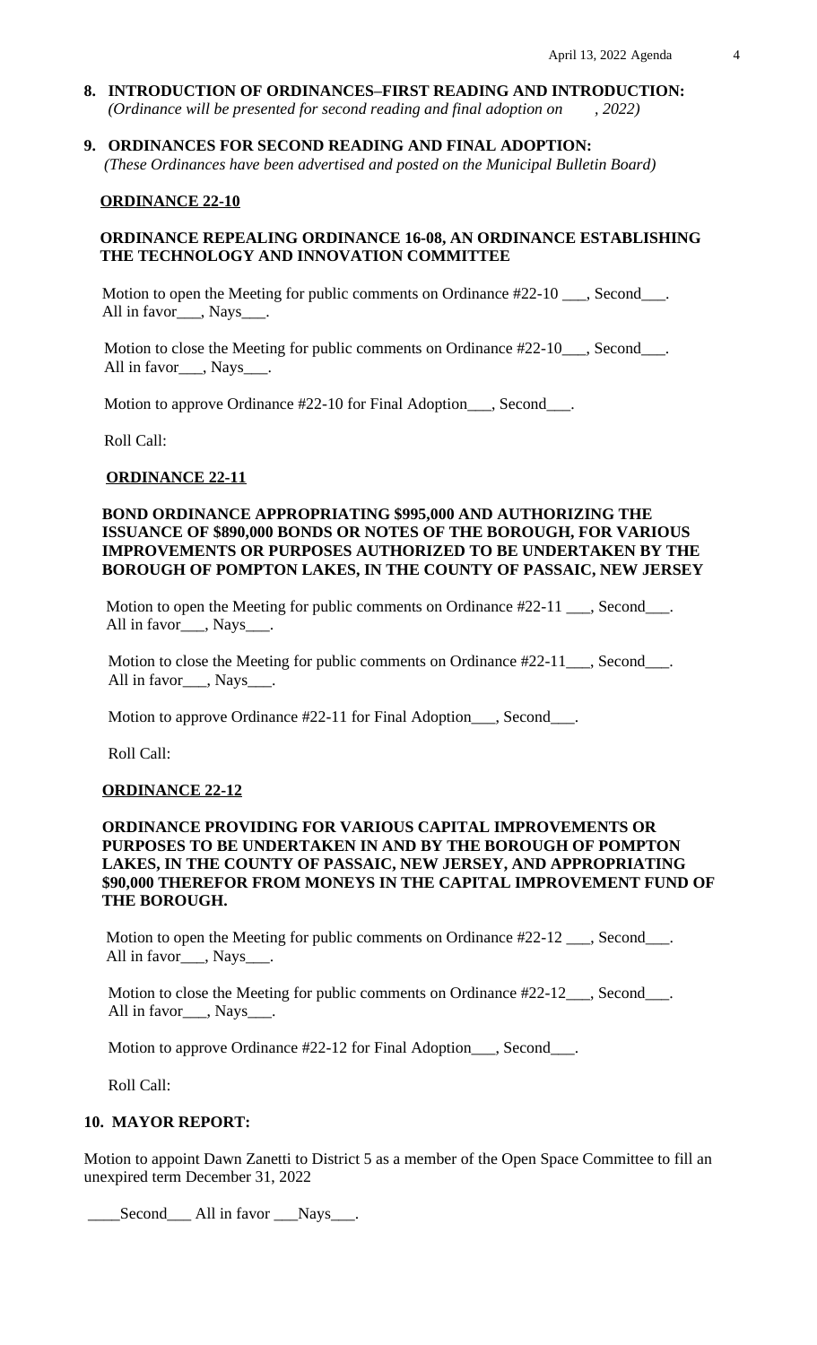**8. INTRODUCTION OF ORDINANCES–FIRST READING AND INTRODUCTION:**
*(Ordinance will be presented for second reading and final adoption on , 2022)*

**9. ORDINANCES FOR SECOND READING AND FINAL ADOPTION:**
*(These Ordinances have been advertised and posted on the Municipal Bulletin Board)*

**ORDINANCE 22-10**

**ORDINANCE REPEALING ORDINANCE 16-08, AN ORDINANCE ESTABLISHING THE TECHNOLOGY AND INNOVATION COMMITTEE**

Motion to open the Meeting for public comments on Ordinance #22-10 ___, Second___.
All in favor___, Nays___.

Motion to close the Meeting for public comments on Ordinance #22-10___, Second___.
All in favor___, Nays___.

Motion to approve Ordinance #22-10 for Final Adoption___, Second___.

Roll Call:

**ORDINANCE 22-11**

**BOND ORDINANCE APPROPRIATING $995,000 AND AUTHORIZING THE ISSUANCE OF $890,000 BONDS OR NOTES OF THE BOROUGH, FOR VARIOUS IMPROVEMENTS OR PURPOSES AUTHORIZED TO BE UNDERTAKEN BY THE BOROUGH OF POMPTON LAKES, IN THE COUNTY OF PASSAIC, NEW JERSEY**

Motion to open the Meeting for public comments on Ordinance #22-11 ___, Second___.
All in favor___, Nays___.

Motion to close the Meeting for public comments on Ordinance #22-11___, Second___.
All in favor___, Nays___.

Motion to approve Ordinance #22-11 for Final Adoption___, Second___.

Roll Call:

**ORDINANCE 22-12**

**ORDINANCE PROVIDING FOR VARIOUS CAPITAL IMPROVEMENTS OR PURPOSES TO BE UNDERTAKEN IN AND BY THE BOROUGH OF POMPTON LAKES, IN THE COUNTY OF PASSAIC, NEW JERSEY, AND APPROPRIATING $90,000 THEREFOR FROM MONEYS IN THE CAPITAL IMPROVEMENT FUND OF THE BOROUGH.**

Motion to open the Meeting for public comments on Ordinance #22-12 ___, Second___.
All in favor___, Nays___.

Motion to close the Meeting for public comments on Ordinance #22-12___, Second___.
All in favor___, Nays___.

Motion to approve Ordinance #22-12 for Final Adoption___, Second___.

Roll Call:

**10. MAYOR REPORT:**

Motion to appoint Dawn Zanetti to District 5 as a member of the Open Space Committee to fill an unexpired term December 31, 2022

____Second___ All in favor ___Nays___.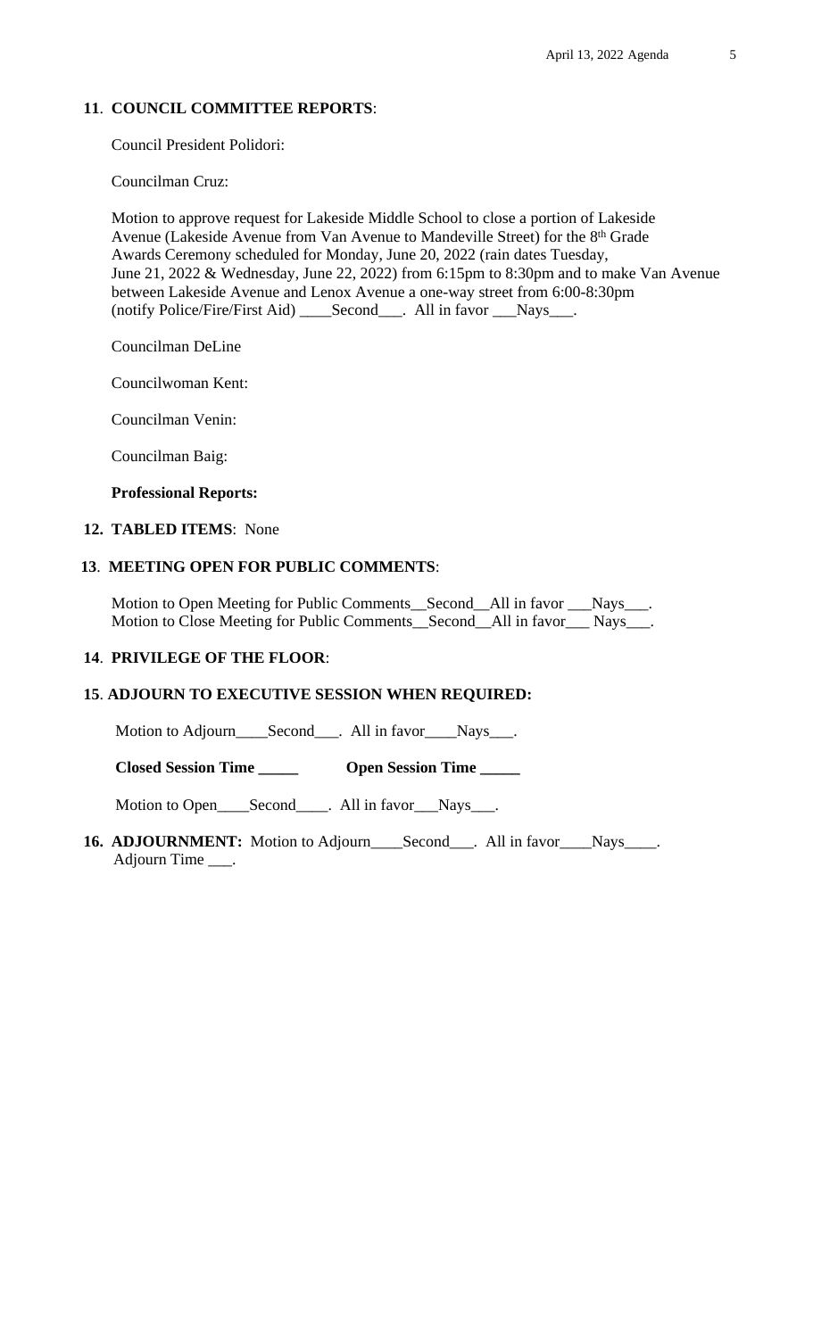**11**. **COUNCIL COMMITTEE REPORTS**:

Council President Polidori:

Councilman Cruz:

Motion to approve request for Lakeside Middle School to close a portion of Lakeside Avenue (Lakeside Avenue from Van Avenue to Mandeville Street) for the 8th Grade Awards Ceremony scheduled for Monday, June 20, 2022 (rain dates Tuesday, June 21, 2022 & Wednesday, June 22, 2022) from 6:15pm to 8:30pm and to make Van Avenue between Lakeside Avenue and Lenox Avenue a one-way street from 6:00-8:30pm (notify Police/Fire/First Aid) ____Second___. All in favor ___Nays___.

Councilman DeLine

Councilwoman Kent:

Councilman Venin:

Councilman Baig:

**Professional Reports:**

**12. TABLED ITEMS**: None

**13**. **MEETING OPEN FOR PUBLIC COMMENTS**:

Motion to Open Meeting for Public Comments__Second__All in favor ___Nays___.
Motion to Close Meeting for Public Comments__Second__All in favor___ Nays___.

**14**. **PRIVILEGE OF THE FLOOR**:

**15**. **ADJOURN TO EXECUTIVE SESSION WHEN REQUIRED:**

Motion to Adjourn____Second___. All in favor____Nays___.

**Closed Session Time _____** **Open Session Time _____**

Motion to Open____Second____. All in favor___Nays___.

**16. ADJOURNMENT:** Motion to Adjourn____Second___. All in favor____Nays____.
Adjourn Time ___.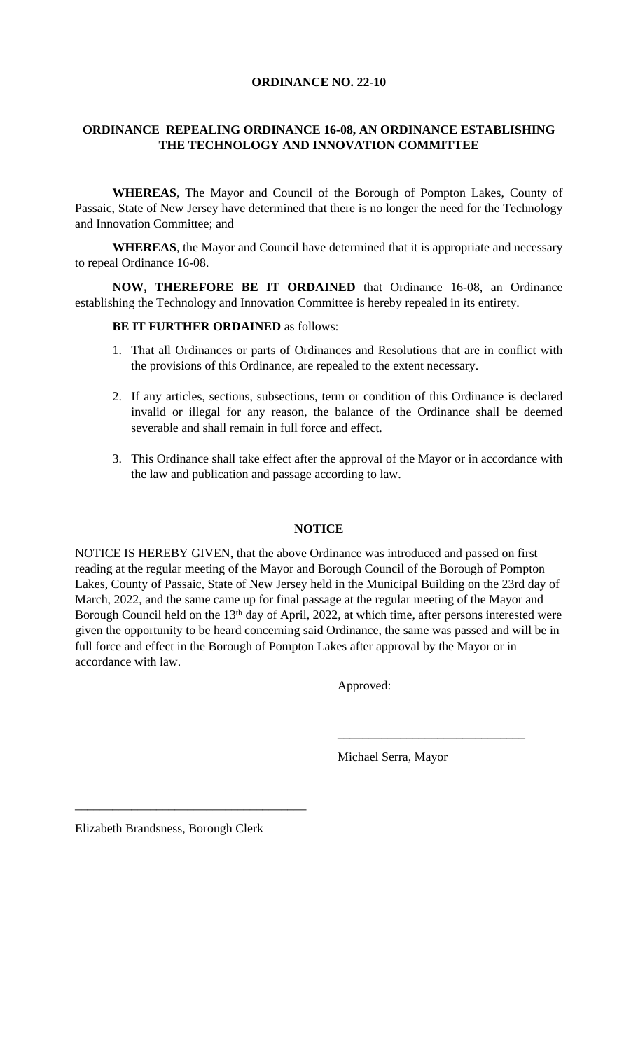**ORDINANCE NO. 22-10**

**ORDINANCE REPEALING ORDINANCE 16-08, AN ORDINANCE ESTABLISHING THE TECHNOLOGY AND INNOVATION COMMITTEE**

**WHEREAS**, The Mayor and Council of the Borough of Pompton Lakes, County of Passaic, State of New Jersey have determined that there is no longer the need for the Technology and Innovation Committee; and

**WHEREAS**, the Mayor and Council have determined that it is appropriate and necessary to repeal Ordinance 16-08.

**NOW, THEREFORE BE IT ORDAINED** that Ordinance 16-08, an Ordinance establishing the Technology and Innovation Committee is hereby repealed in its entirety.

**BE IT FURTHER ORDAINED** as follows:

1. That all Ordinances or parts of Ordinances and Resolutions that are in conflict with the provisions of this Ordinance, are repealed to the extent necessary.

2. If any articles, sections, subsections, term or condition of this Ordinance is declared invalid or illegal for any reason, the balance of the Ordinance shall be deemed severable and shall remain in full force and effect.

3. This Ordinance shall take effect after the approval of the Mayor or in accordance with the law and publication and passage according to law.

**NOTICE**

NOTICE IS HEREBY GIVEN, that the above Ordinance was introduced and passed on first reading at the regular meeting of the Mayor and Borough Council of the Borough of Pompton Lakes, County of Passaic, State of New Jersey held in the Municipal Building on the 23rd day of March, 2022, and the same came up for final passage at the regular meeting of the Mayor and Borough Council held on the 13th day of April, 2022, at which time, after persons interested were given the opportunity to be heard concerning said Ordinance, the same was passed and will be in full force and effect in the Borough of Pompton Lakes after approval by the Mayor or in accordance with law.

Approved:

\_\_\_\_\_\_\_\_\_\_\_\_\_\_\_\_\_\_\_\_\_\_\_\_\_\_\_\_\_\_

Michael Serra, Mayor

\_\_\_\_\_\_\_\_\_\_\_\_\_\_\_\_\_\_\_\_\_\_\_\_\_\_\_\_\_\_\_\_\_\_\_\_

Elizabeth Brandsness, Borough Clerk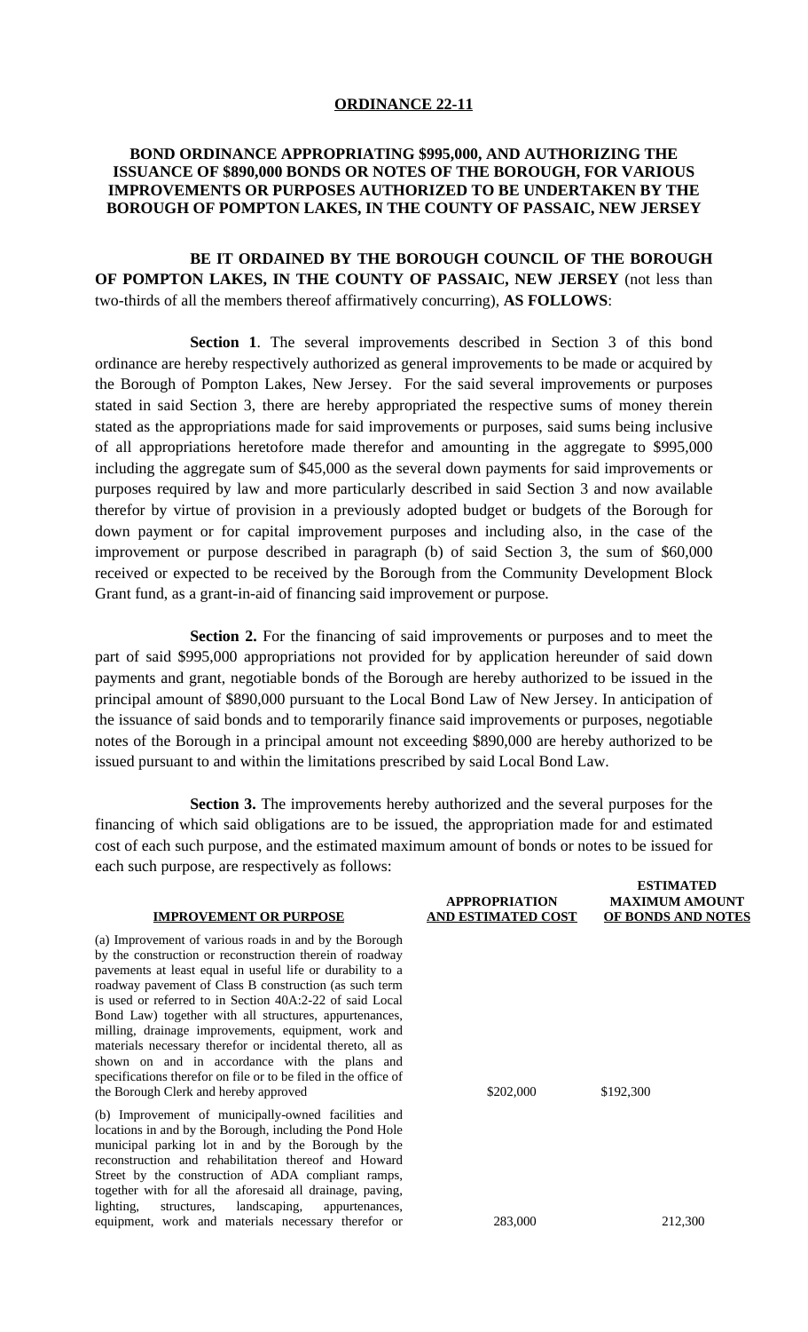**ORDINANCE 22-11**

**BOND ORDINANCE APPROPRIATING $995,000, AND AUTHORIZING THE ISSUANCE OF $890,000 BONDS OR NOTES OF THE BOROUGH, FOR VARIOUS IMPROVEMENTS OR PURPOSES AUTHORIZED TO BE UNDERTAKEN BY THE BOROUGH OF POMPTON LAKES, IN THE COUNTY OF PASSAIC, NEW JERSEY**

**BE IT ORDAINED BY THE BOROUGH COUNCIL OF THE BOROUGH OF POMPTON LAKES, IN THE COUNTY OF PASSAIC, NEW JERSEY** (not less than two-thirds of all the members thereof affirmatively concurring), **AS FOLLOWS**:

**Section 1**. The several improvements described in Section 3 of this bond ordinance are hereby respectively authorized as general improvements to be made or acquired by the Borough of Pompton Lakes, New Jersey. For the said several improvements or purposes stated in said Section 3, there are hereby appropriated the respective sums of money therein stated as the appropriations made for said improvements or purposes, said sums being inclusive of all appropriations heretofore made therefor and amounting in the aggregate to $995,000 including the aggregate sum of $45,000 as the several down payments for said improvements or purposes required by law and more particularly described in said Section 3 and now available therefor by virtue of provision in a previously adopted budget or budgets of the Borough for down payment or for capital improvement purposes and including also, in the case of the improvement or purpose described in paragraph (b) of said Section 3, the sum of $60,000 received or expected to be received by the Borough from the Community Development Block Grant fund, as a grant-in-aid of financing said improvement or purpose.

**Section 2.** For the financing of said improvements or purposes and to meet the part of said $995,000 appropriations not provided for by application hereunder of said down payments and grant, negotiable bonds of the Borough are hereby authorized to be issued in the principal amount of $890,000 pursuant to the Local Bond Law of New Jersey. In anticipation of the issuance of said bonds and to temporarily finance said improvements or purposes, negotiable notes of the Borough in a principal amount not exceeding $890,000 are hereby authorized to be issued pursuant to and within the limitations prescribed by said Local Bond Law.

**Section 3.** The improvements hereby authorized and the several purposes for the financing of which said obligations are to be issued, the appropriation made for and estimated cost of each such purpose, and the estimated maximum amount of bonds or notes to be issued for each such purpose, are respectively as follows:

| IMPROVEMENT OR PURPOSE | APPROPRIATION AND ESTIMATED COST | ESTIMATED MAXIMUM AMOUNT OF BONDS AND NOTES |
|---|---|---|
| (a) Improvement of various roads in and by the Borough by the construction or reconstruction therein of roadway pavements at least equal in useful life or durability to a roadway pavement of Class B construction (as such term is used or referred to in Section 40A:2-22 of said Local Bond Law) together with all structures, appurtenances, milling, drainage improvements, equipment, work and materials necessary therefor or incidental thereto, all as shown on and in accordance with the plans and specifications therefor on file or to be filed in the office of the Borough Clerk and hereby approved | $202,000 | $192,300 |
| (b) Improvement of municipally-owned facilities and locations in and by the Borough, including the Pond Hole municipal parking lot in and by the Borough by the reconstruction and rehabilitation thereof and Howard Street by the construction of ADA compliant ramps, together with for all the aforesaid all drainage, paving, lighting, structures, landscaping, appurtenances, equipment, work and materials necessary therefor or | 283,000 | 212,300 |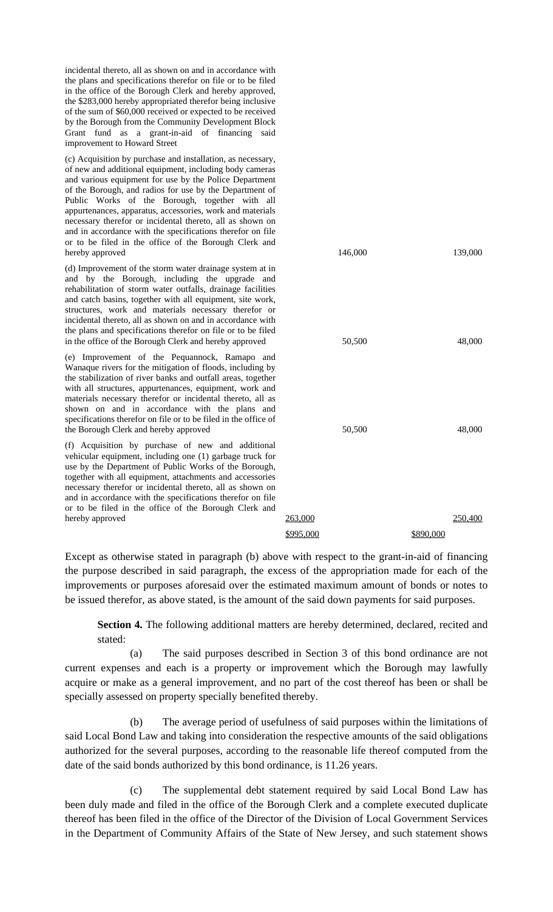| | | |
|---|---|---|
| incidental thereto, all as shown on and in accordance with the plans and specifications therefor on file or to be filed in the office of the Borough Clerk and hereby approved, the $283,000 hereby appropriated therefor being inclusive of the sum of $60,000 received or expected to be received by the Borough from the Community Development Block Grant fund as a grant-in-aid of financing said improvement to Howard Street | | |
| (c) Acquisition by purchase and installation, as necessary, of new and additional equipment, including body cameras and various equipment for use by the Police Department of the Borough, and radios for use by the Department of Public Works of the Borough, together with all appurtenances, apparatus, accessories, work and materials necessary therefor or incidental thereto, all as shown on and in accordance with the specifications therefor on file or to be filed in the office of the Borough Clerk and hereby approved | 146,000 | 139,000 |
| (d) Improvement of the storm water drainage system at in and by the Borough, including the upgrade and rehabilitation of storm water outfalls, drainage facilities and catch basins, together with all equipment, site work, structures, work and materials necessary therefor or incidental thereto, all as shown on and in accordance with the plans and specifications therefor on file or to be filed in the office of the Borough Clerk and hereby approved | 50,500 | 48,000 |
| (e) Improvement of the Pequannock, Ramapo and Wanaque rivers for the mitigation of floods, including by the stabilization of river banks and outfall areas, together with all structures, appurtenances, equipment, work and materials necessary therefor or incidental thereto, all as shown on and in accordance with the plans and specifications therefor on file or to be filed in the office of the Borough Clerk and hereby approved | 50,500 | 48,000 |
| (f) Acquisition by purchase of new and additional vehicular equipment, including one (1) garbage truck for use by the Department of Public Works of the Borough, together with all equipment, attachments and accessories necessary therefor or incidental thereto, all as shown on and in accordance with the specifications therefor on file or to be filed in the office of the Borough Clerk and hereby approved | 263,000 | 250,400 |
| | $995,000 | $890,000 |

Except as otherwise stated in paragraph (b) above with respect to the grant-in-aid of financing the purpose described in said paragraph, the excess of the appropriation made for each of the improvements or purposes aforesaid over the estimated maximum amount of bonds or notes to be issued therefor, as above stated, is the amount of the said down payments for said purposes.

**Section 4.** The following additional matters are hereby determined, declared, recited and stated:

(a) The said purposes described in Section 3 of this bond ordinance are not current expenses and each is a property or improvement which the Borough may lawfully acquire or make as a general improvement, and no part of the cost thereof has been or shall be specially assessed on property specially benefited thereby.

(b) The average period of usefulness of said purposes within the limitations of said Local Bond Law and taking into consideration the respective amounts of the said obligations authorized for the several purposes, according to the reasonable life thereof computed from the date of the said bonds authorized by this bond ordinance, is 11.26 years.

(c) The supplemental debt statement required by said Local Bond Law has been duly made and filed in the office of the Borough Clerk and a complete executed duplicate thereof has been filed in the office of the Director of the Division of Local Government Services in the Department of Community Affairs of the State of New Jersey, and such statement shows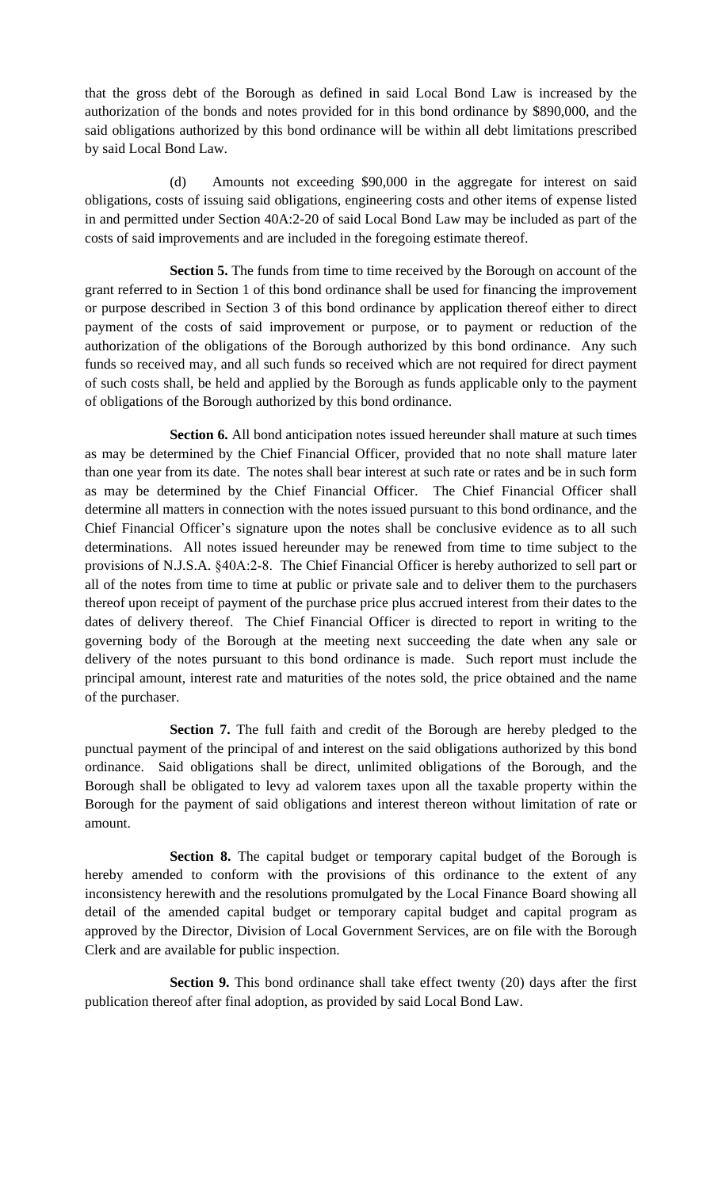that the gross debt of the Borough as defined in said Local Bond Law is increased by the authorization of the bonds and notes provided for in this bond ordinance by $890,000, and the said obligations authorized by this bond ordinance will be within all debt limitations prescribed by said Local Bond Law.

(d) Amounts not exceeding $90,000 in the aggregate for interest on said obligations, costs of issuing said obligations, engineering costs and other items of expense listed in and permitted under Section 40A:2-20 of said Local Bond Law may be included as part of the costs of said improvements and are included in the foregoing estimate thereof.

**Section 5.** The funds from time to time received by the Borough on account of the grant referred to in Section 1 of this bond ordinance shall be used for financing the improvement or purpose described in Section 3 of this bond ordinance by application thereof either to direct payment of the costs of said improvement or purpose, or to payment or reduction of the authorization of the obligations of the Borough authorized by this bond ordinance. Any such funds so received may, and all such funds so received which are not required for direct payment of such costs shall, be held and applied by the Borough as funds applicable only to the payment of obligations of the Borough authorized by this bond ordinance.

**Section 6.** All bond anticipation notes issued hereunder shall mature at such times as may be determined by the Chief Financial Officer, provided that no note shall mature later than one year from its date. The notes shall bear interest at such rate or rates and be in such form as may be determined by the Chief Financial Officer. The Chief Financial Officer shall determine all matters in connection with the notes issued pursuant to this bond ordinance, and the Chief Financial Officer's signature upon the notes shall be conclusive evidence as to all such determinations. All notes issued hereunder may be renewed from time to time subject to the provisions of N.J.S.A. §40A:2-8. The Chief Financial Officer is hereby authorized to sell part or all of the notes from time to time at public or private sale and to deliver them to the purchasers thereof upon receipt of payment of the purchase price plus accrued interest from their dates to the dates of delivery thereof. The Chief Financial Officer is directed to report in writing to the governing body of the Borough at the meeting next succeeding the date when any sale or delivery of the notes pursuant to this bond ordinance is made. Such report must include the principal amount, interest rate and maturities of the notes sold, the price obtained and the name of the purchaser.

**Section 7.** The full faith and credit of the Borough are hereby pledged to the punctual payment of the principal of and interest on the said obligations authorized by this bond ordinance. Said obligations shall be direct, unlimited obligations of the Borough, and the Borough shall be obligated to levy ad valorem taxes upon all the taxable property within the Borough for the payment of said obligations and interest thereon without limitation of rate or amount.

**Section 8.** The capital budget or temporary capital budget of the Borough is hereby amended to conform with the provisions of this ordinance to the extent of any inconsistency herewith and the resolutions promulgated by the Local Finance Board showing all detail of the amended capital budget or temporary capital budget and capital program as approved by the Director, Division of Local Government Services, are on file with the Borough Clerk and are available for public inspection.

**Section 9.** This bond ordinance shall take effect twenty (20) days after the first publication thereof after final adoption, as provided by said Local Bond Law.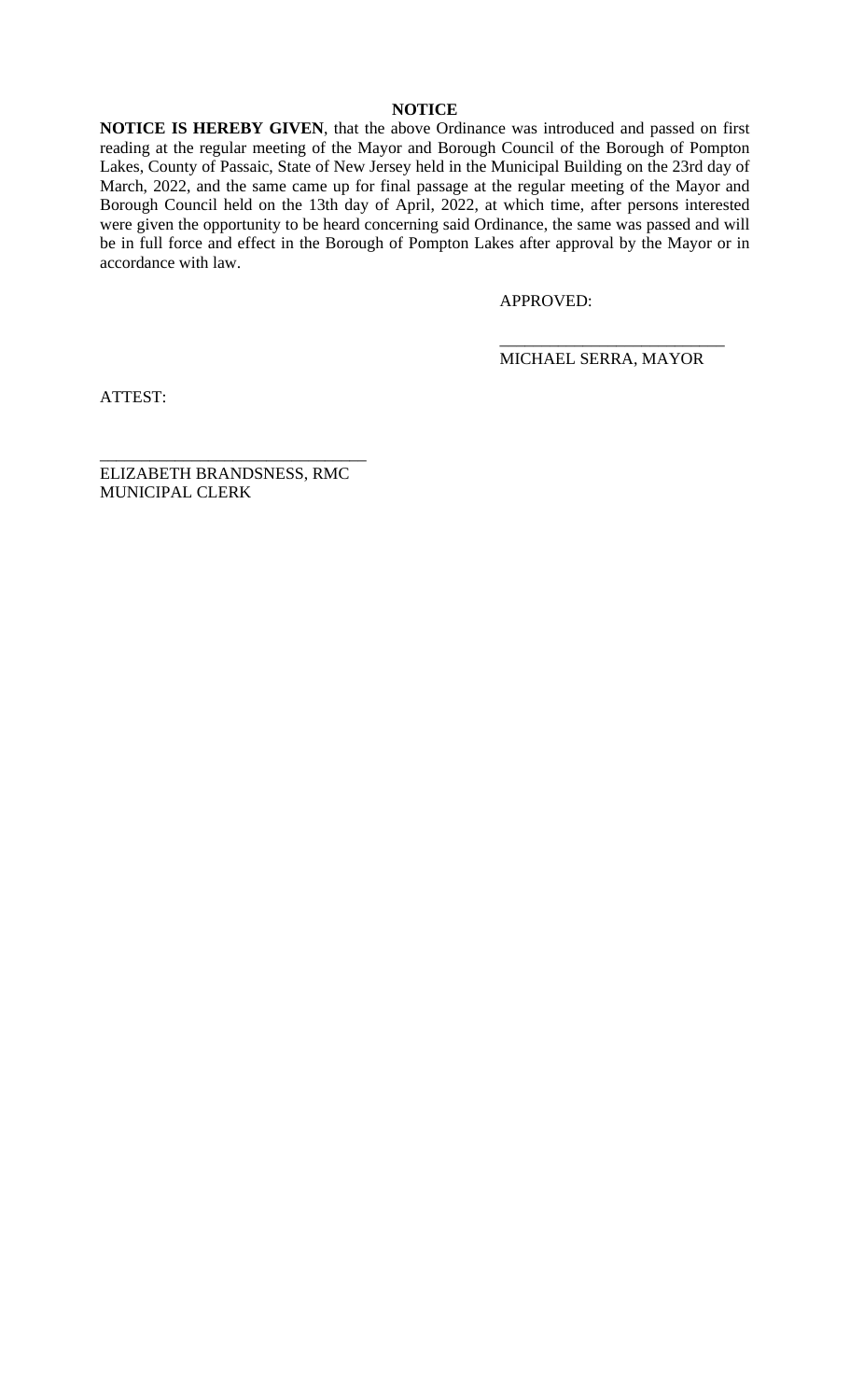**NOTICE**

**NOTICE IS HEREBY GIVEN**, that the above Ordinance was introduced and passed on first reading at the regular meeting of the Mayor and Borough Council of the Borough of Pompton Lakes, County of Passaic, State of New Jersey held in the Municipal Building on the 23rd day of March, 2022, and the same came up for final passage at the regular meeting of the Mayor and Borough Council held on the 13th day of April, 2022, at which time, after persons interested were given the opportunity to be heard concerning said Ordinance, the same was passed and will be in full force and effect in the Borough of Pompton Lakes after approval by the Mayor or in accordance with law.

APPROVED:

___________________________
MICHAEL SERRA, MAYOR

ATTEST:

________________________________
ELIZABETH BRANDSNESS, RMC
MUNICIPAL CLERK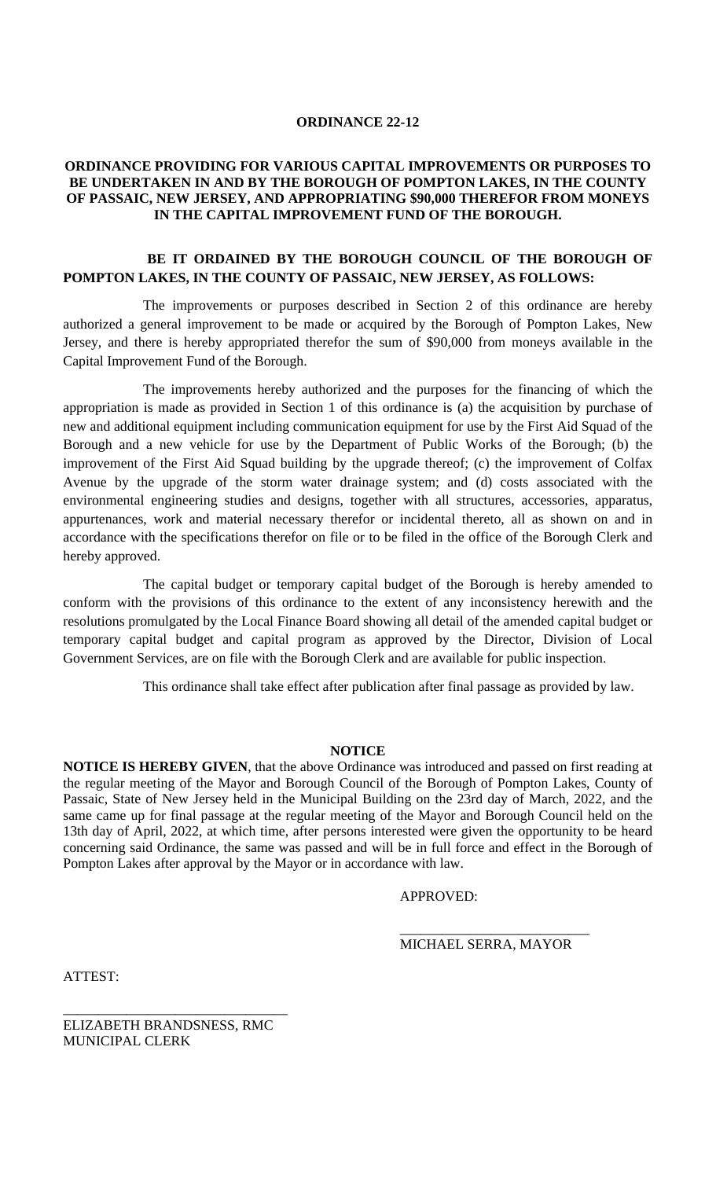**ORDINANCE 22-12**

**ORDINANCE PROVIDING FOR VARIOUS CAPITAL IMPROVEMENTS OR PURPOSES TO BE UNDERTAKEN IN AND BY THE BOROUGH OF POMPTON LAKES, IN THE COUNTY OF PASSAIC, NEW JERSEY, AND APPROPRIATING $90,000 THEREFOR FROM MONEYS IN THE CAPITAL IMPROVEMENT FUND OF THE BOROUGH.**

**BE IT ORDAINED BY THE BOROUGH COUNCIL OF THE BOROUGH OF POMPTON LAKES, IN THE COUNTY OF PASSAIC, NEW JERSEY, AS FOLLOWS:**

The improvements or purposes described in Section 2 of this ordinance are hereby authorized a general improvement to be made or acquired by the Borough of Pompton Lakes, New Jersey, and there is hereby appropriated therefor the sum of $90,000 from moneys available in the Capital Improvement Fund of the Borough.

The improvements hereby authorized and the purposes for the financing of which the appropriation is made as provided in Section 1 of this ordinance is (a) the acquisition by purchase of new and additional equipment including communication equipment for use by the First Aid Squad of the Borough and a new vehicle for use by the Department of Public Works of the Borough; (b) the improvement of the First Aid Squad building by the upgrade thereof; (c) the improvement of Colfax Avenue by the upgrade of the storm water drainage system; and (d) costs associated with the environmental engineering studies and designs, together with all structures, accessories, apparatus, appurtenances, work and material necessary therefor or incidental thereto, all as shown on and in accordance with the specifications therefor on file or to be filed in the office of the Borough Clerk and hereby approved.

The capital budget or temporary capital budget of the Borough is hereby amended to conform with the provisions of this ordinance to the extent of any inconsistency herewith and the resolutions promulgated by the Local Finance Board showing all detail of the amended capital budget or temporary capital budget and capital program as approved by the Director, Division of Local Government Services, are on file with the Borough Clerk and are available for public inspection.

This ordinance shall take effect after publication after final passage as provided by law.

**NOTICE**

**NOTICE IS HEREBY GIVEN**, that the above Ordinance was introduced and passed on first reading at the regular meeting of the Mayor and Borough Council of the Borough of Pompton Lakes, County of Passaic, State of New Jersey held in the Municipal Building on the 23rd day of March, 2022, and the same came up for final passage at the regular meeting of the Mayor and Borough Council held on the 13th day of April, 2022, at which time, after persons interested were given the opportunity to be heard concerning said Ordinance, the same was passed and will be in full force and effect in the Borough of Pompton Lakes after approval by the Mayor or in accordance with law.

APPROVED:

\_\_\_\_\_\_\_\_\_\_\_\_\_\_\_\_\_\_\_\_\_\_\_\_\_\_\_\_
MICHAEL SERRA, MAYOR

ATTEST:

\_\_\_\_\_\_\_\_\_\_\_\_\_\_\_\_\_\_\_\_\_\_\_\_\_\_\_\_\_\_\_\_\_
ELIZABETH BRANDSNESS, RMC
MUNICIPAL CLERK